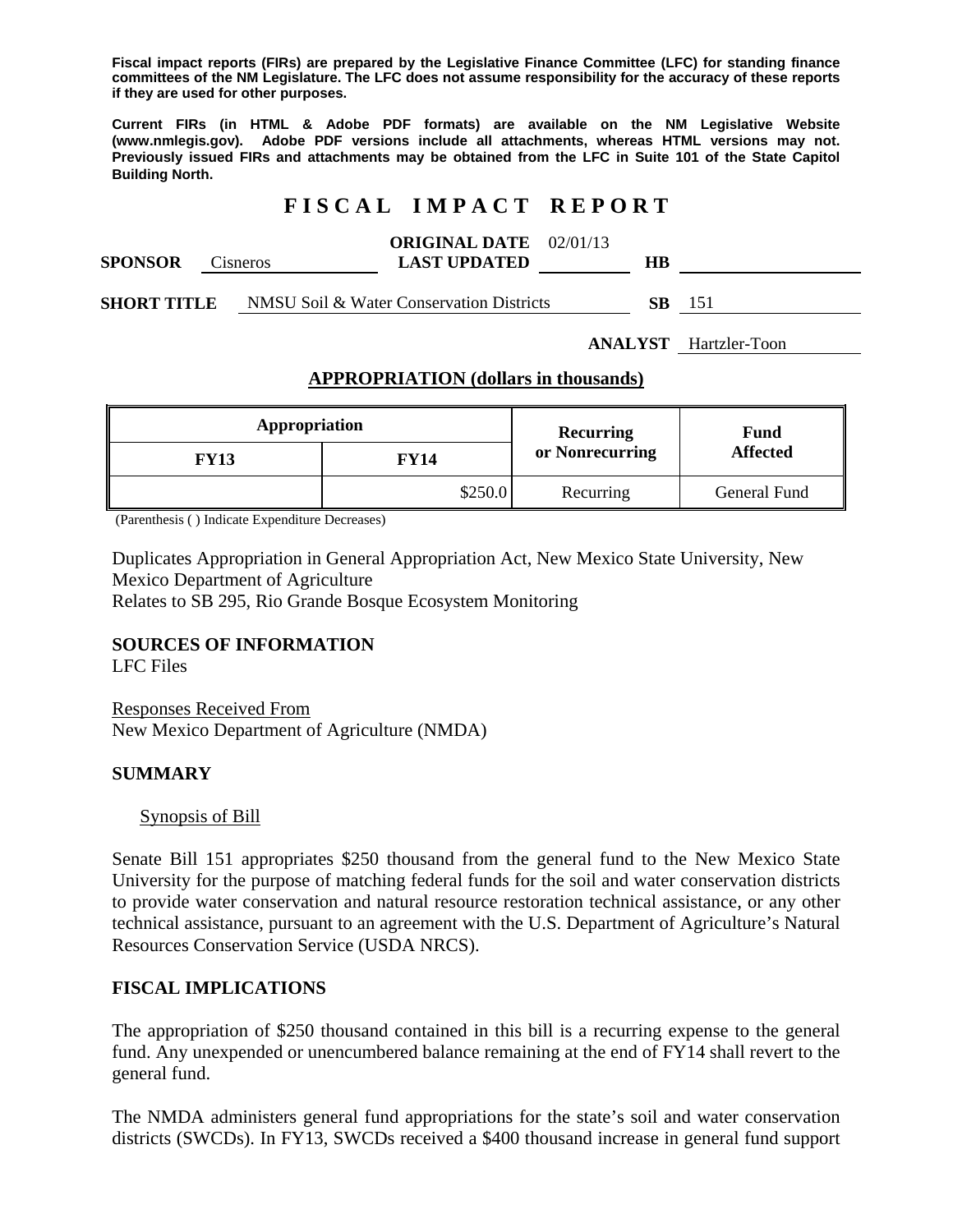**Fiscal impact reports (FIRs) are prepared by the Legislative Finance Committee (LFC) for standing finance committees of the NM Legislature. The LFC does not assume responsibility for the accuracy of these reports if they are used for other purposes.**

**Current FIRs (in HTML & Adobe PDF formats) are available on the NM Legislative Website (www.nmlegis.gov). Adobe PDF versions include all attachments, whereas HTML versions may not. Previously issued FIRs and attachments may be obtained from the LFC in Suite 101 of the State Capitol Building North.**

# F I S C A L   I M P A C T   R E P O R T

**SPONSOR** Cisneros **ORIGINAL DATE** 02/01/13 **LAST UPDATED** **HB**

**SHORT TITLE** NMSU Soil & Water Conservation Districts **SB** 151

**ANALYST** Hartzler-Toon

## APPROPRIATION (dollars in thousands)

| Appropriation | | Recurring or Nonrecurring | Fund Affected |
|---|---|---|---|
| **FY13** | **FY14** | | |
| | $250.0 | Recurring | General Fund |

(Parenthesis ( ) Indicate Expenditure Decreases)

Duplicates Appropriation in General Appropriation Act, New Mexico State University, New Mexico Department of Agriculture
Relates to SB 295, Rio Grande Bosque Ecosystem Monitoring

### SOURCES OF INFORMATION
LFC Files

Responses Received From
New Mexico Department of Agriculture (NMDA)

### SUMMARY

Synopsis of Bill

Senate Bill 151 appropriates $250 thousand from the general fund to the New Mexico State University for the purpose of matching federal funds for the soil and water conservation districts to provide water conservation and natural resource restoration technical assistance, or any other technical assistance, pursuant to an agreement with the U.S. Department of Agriculture's Natural Resources Conservation Service (USDA NRCS).

### FISCAL IMPLICATIONS

The appropriation of $250 thousand contained in this bill is a recurring expense to the general fund. Any unexpended or unencumbered balance remaining at the end of FY14 shall revert to the general fund.

The NMDA administers general fund appropriations for the state's soil and water conservation districts (SWCDs). In FY13, SWCDs received a $400 thousand increase in general fund support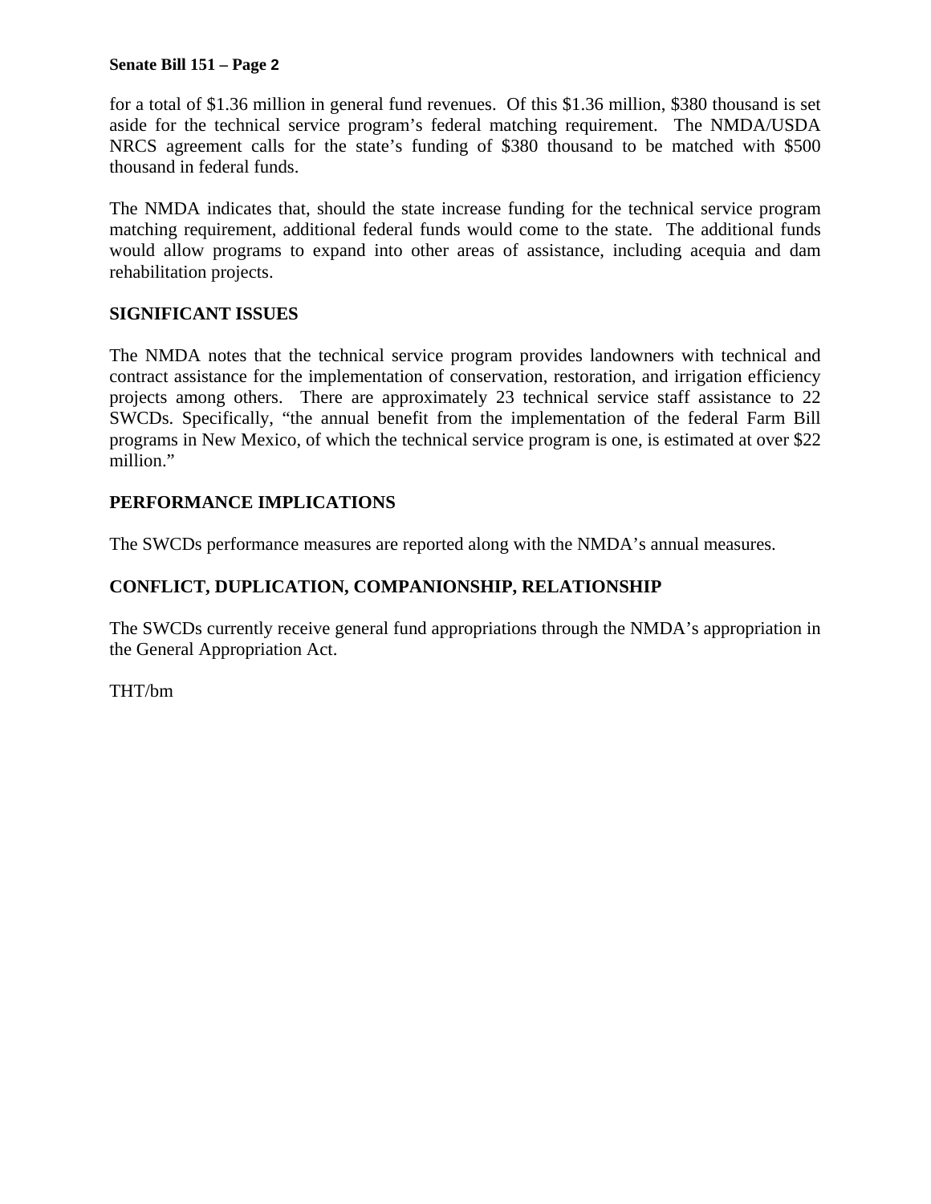for a total of $1.36 million in general fund revenues. Of this $1.36 million, $380 thousand is set aside for the technical service program's federal matching requirement. The NMDA/USDA NRCS agreement calls for the state's funding of $380 thousand to be matched with $500 thousand in federal funds.

The NMDA indicates that, should the state increase funding for the technical service program matching requirement, additional federal funds would come to the state. The additional funds would allow programs to expand into other areas of assistance, including acequia and dam rehabilitation projects.

**SIGNIFICANT ISSUES**

The NMDA notes that the technical service program provides landowners with technical and contract assistance for the implementation of conservation, restoration, and irrigation efficiency projects among others. There are approximately 23 technical service staff assistance to 22 SWCDs. Specifically, "the annual benefit from the implementation of the federal Farm Bill programs in New Mexico, of which the technical service program is one, is estimated at over $22 million."

**PERFORMANCE IMPLICATIONS**

The SWCDs performance measures are reported along with the NMDA's annual measures.

**CONFLICT, DUPLICATION, COMPANIONSHIP, RELATIONSHIP**

The SWCDs currently receive general fund appropriations through the NMDA's appropriation in the General Appropriation Act.

THT/bm